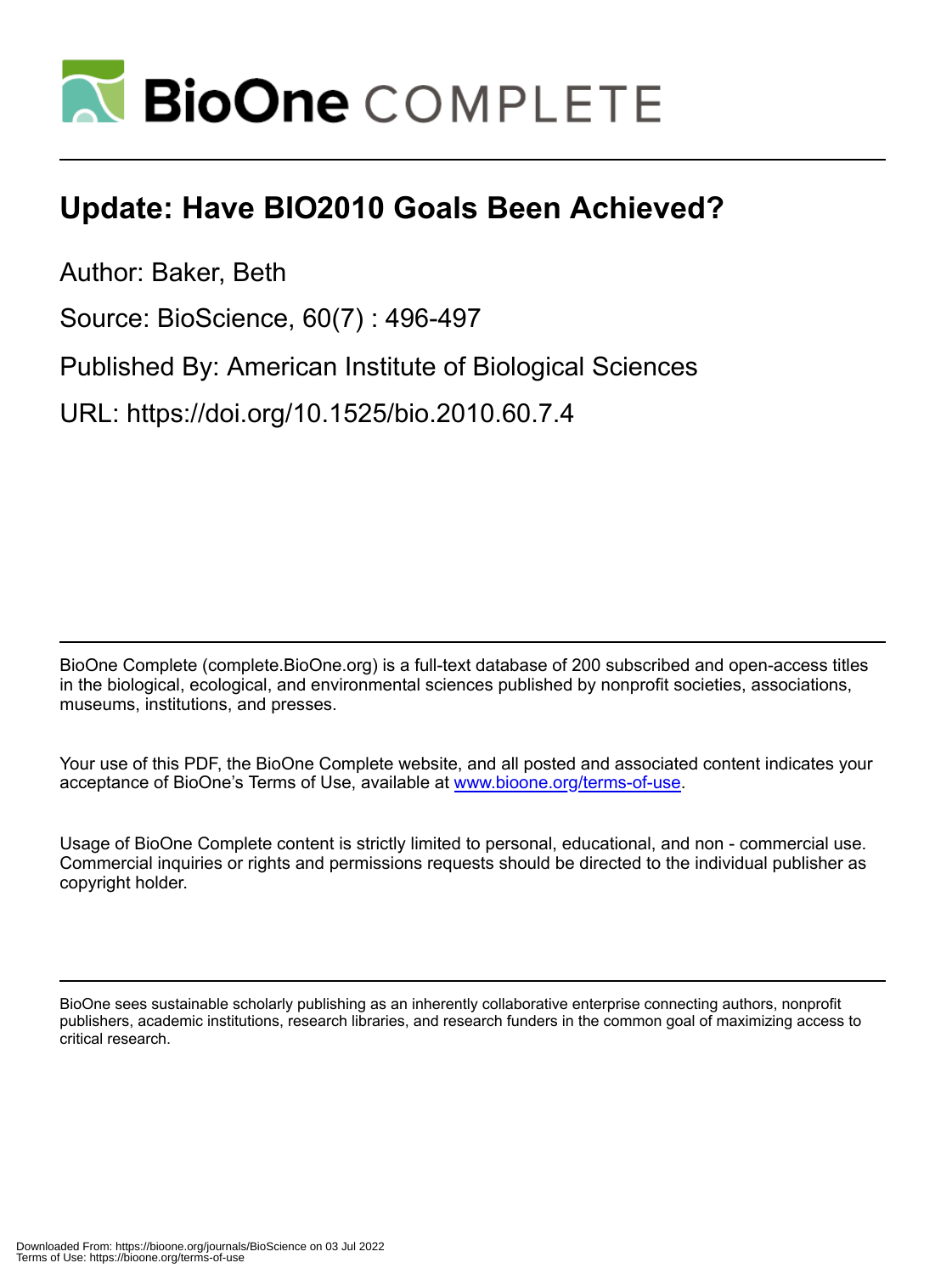# Update: Have BIO2010 Goals Been Achieved?

Author: Baker, Beth

Source: BioScience, 60(7) : 496-497

Published By: American Institute of Biological Sciences

URL: https://doi.org/10.1525/bio.2010.60.7.4

BioOne Complete (complete.BioOne.org) is a full-text database of 200 subscribed and open-access titles in the biological, ecological, and environmental sciences published by nonprofit societies, associations, museums, institutions, and presses.

Your use of this PDF, the BioOne Complete website, and all posted and associated content indicates your acceptance of BioOne's Terms of Use, available at www.bioone.org/terms-of-use.

Usage of BioOne Complete content is strictly limited to personal, educational, and non - commercial use. Commercial inquiries or rights and permissions requests should be directed to the individual publisher as copyright holder.

BioOne sees sustainable scholarly publishing as an inherently collaborative enterprise connecting authors, nonprofit publishers, academic institutions, research libraries, and research funders in the common goal of maximizing access to critical research.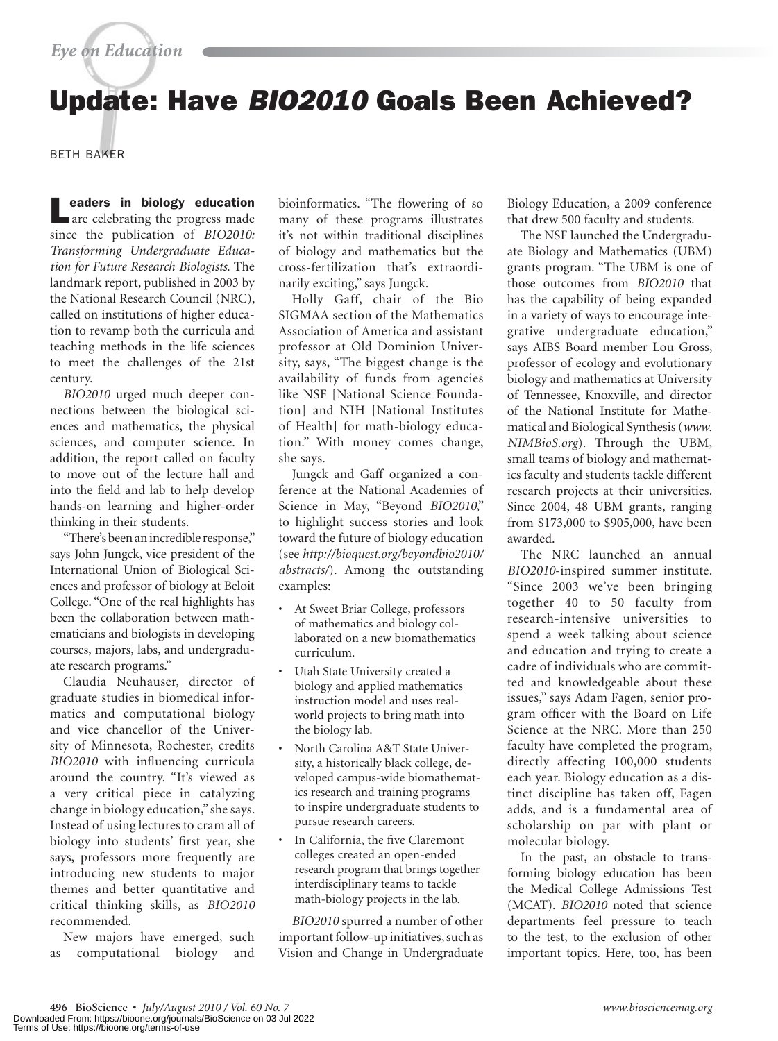*Eye on Education*

# Update: Have *BIO2010* Goals Been Achieved?

BETH BAKER

**Leaders in biology education** are celebrating the progress made since the publication of *BIO2010: Transforming Undergraduate Education for Future Research Biologists.* The landmark report, published in 2003 by the National Research Council (NRC), called on institutions of higher education to revamp both the curricula and teaching methods in the life sciences to meet the challenges of the 21st century.

*BIO2010* urged much deeper connections between the biological sciences and mathematics, the physical sciences, and computer science. In addition, the report called on faculty to move out of the lecture hall and into the field and lab to help develop hands-on learning and higher-order thinking in their students.

"There's been an incredible response," says John Jungck, vice president of the International Union of Biological Sciences and professor of biology at Beloit College. "One of the real highlights has been the collaboration between mathematicians and biologists in developing courses, majors, labs, and undergraduate research programs."

Claudia Neuhauser, director of graduate studies in biomedical informatics and computational biology and vice chancellor of the University of Minnesota, Rochester, credits *BIO2010* with influencing curricula around the country. "It's viewed as a very critical piece in catalyzing change in biology education," she says. Instead of using lectures to cram all of biology into students' first year, she says, professors more frequently are introducing new students to major themes and better quantitative and critical thinking skills, as *BIO2010* recommended.

New majors have emerged, such as computational biology and bioinformatics. "The flowering of so many of these programs illustrates it's not within traditional disciplines of biology and mathematics but the cross-fertilization that's extraordinarily exciting," says Jungck.

Holly Gaff, chair of the Bio SIGMAA section of the Mathematics Association of America and assistant professor at Old Dominion University, says, "The biggest change is the availability of funds from agencies like NSF [National Science Foundation] and NIH [National Institutes of Health] for math-biology education." With money comes change, she says.

Jungck and Gaff organized a conference at the National Academies of Science in May, "Beyond *BIO2010*," to highlight success stories and look toward the future of biology education (see *http://bioquest.org/beyondbio2010/abstracts/*). Among the outstanding examples:

- At Sweet Briar College, professors of mathematics and biology collaborated on a new biomathematics curriculum.
- Utah State University created a biology and applied mathematics instruction model and uses real-world projects to bring math into the biology lab.
- North Carolina A&T State University, a historically black college, developed campus-wide biomathematics research and training programs to inspire undergraduate students to pursue research careers.
- In California, the five Claremont colleges created an open-ended research program that brings together interdisciplinary teams to tackle math-biology projects in the lab.

*BIO2010* spurred a number of other important follow-up initiatives, such as Vision and Change in Undergraduate Biology Education, a 2009 conference that drew 500 faculty and students.

The NSF launched the Undergraduate Biology and Mathematics (UBM) grants program. "The UBM is one of those outcomes from *BIO2010* that has the capability of being expanded in a variety of ways to encourage integrative undergraduate education," says AIBS Board member Lou Gross, professor of ecology and evolutionary biology and mathematics at University of Tennessee, Knoxville, and director of the National Institute for Mathematical and Biological Synthesis (*www.NIMBioS.org*). Through the UBM, small teams of biology and mathematics faculty and students tackle different research projects at their universities. Since 2004, 48 UBM grants, ranging from $173,000 to $905,000, have been awarded.

The NRC launched an annual *BIO2010*-inspired summer institute. "Since 2003 we've been bringing together 40 to 50 faculty from research-intensive universities to spend a week talking about science and education and trying to create a cadre of individuals who are committed and knowledgeable about these issues," says Adam Fagen, senior program officer with the Board on Life Science at the NRC. More than 250 faculty have completed the program, directly affecting 100,000 students each year. Biology education as a distinct discipline has taken off, Fagen adds, and is a fundamental area of scholarship on par with plant or molecular biology.

In the past, an obstacle to transforming biology education has been the Medical College Admissions Test (MCAT). *BIO2010* noted that science departments feel pressure to teach to the test, to the exclusion of other important topics. Here, too, has been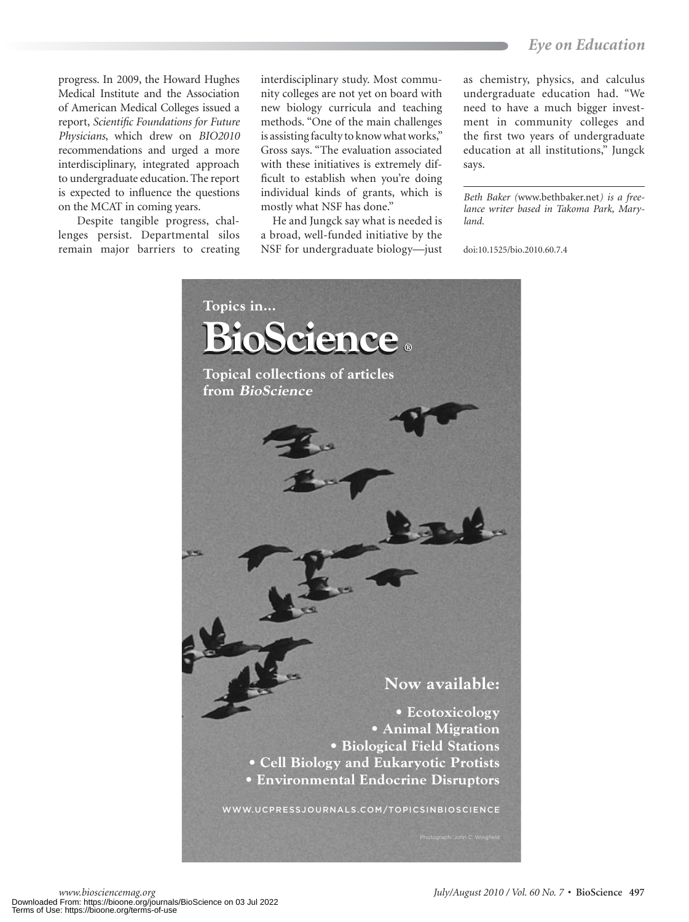progress. In 2009, the Howard Hughes Medical Institute and the Association of American Medical Colleges issued a report, *Scientific Foundations for Future Physicians*, which drew on *BIO2010* recommendations and urged a more interdisciplinary, integrated approach to undergraduate education. The report is expected to influence the questions on the MCAT in coming years.

Despite tangible progress, challenges persist. Departmental silos remain major barriers to creating interdisciplinary study. Most community colleges are not yet on board with new biology curricula and teaching methods. "One of the main challenges is assisting faculty to know what works," Gross says. "The evaluation associated with these initiatives is extremely difficult to establish when you're doing individual kinds of grants, which is mostly what NSF has done."

He and Jungck say what is needed is a broad, well-funded initiative by the NSF for undergraduate biology—just as chemistry, physics, and calculus undergraduate education had. "We need to have a much bigger investment in community colleges and the first two years of undergraduate education at all institutions," Jungck says.

---

*Beth Baker (*www.bethbaker.net*) is a freelance writer based in Takoma Park, Maryland.*

doi:10.1525/bio.2010.60.7.4

**Topics in...**

# BioScience®

**Topical collections of articles from *BioScience***

**Now available:**

- **Ecotoxicology**
- **Animal Migration**
- **Biological Field Stations**
- **Cell Biology and Eukaryotic Protists**
- **Environmental Endocrine Disruptors**

WWW.UCPRESSJOURNALS.COM/TOPICSINBIOSCIENCE

Photograph: John C. Wingfield